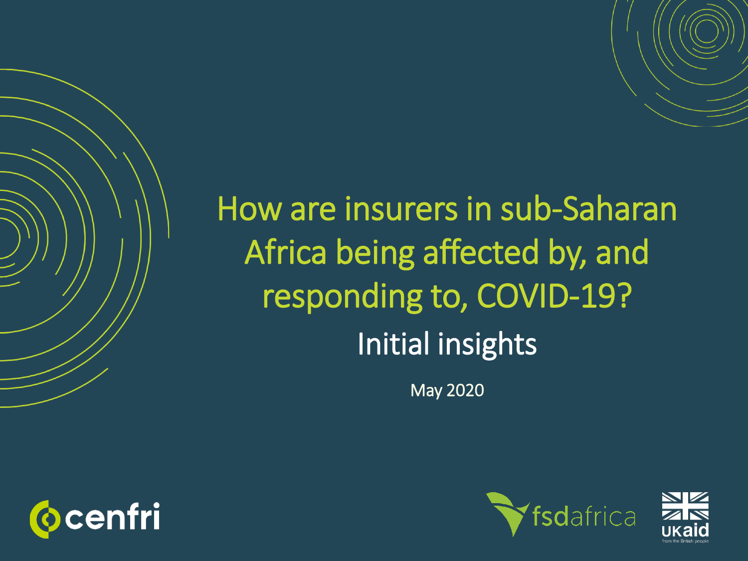# How are insurers in sub-Saharan Africa being affected by, and responding to, COVID-19?

## Initial insights

May 2020

cenfri

fsdafrica

UKaid from the British people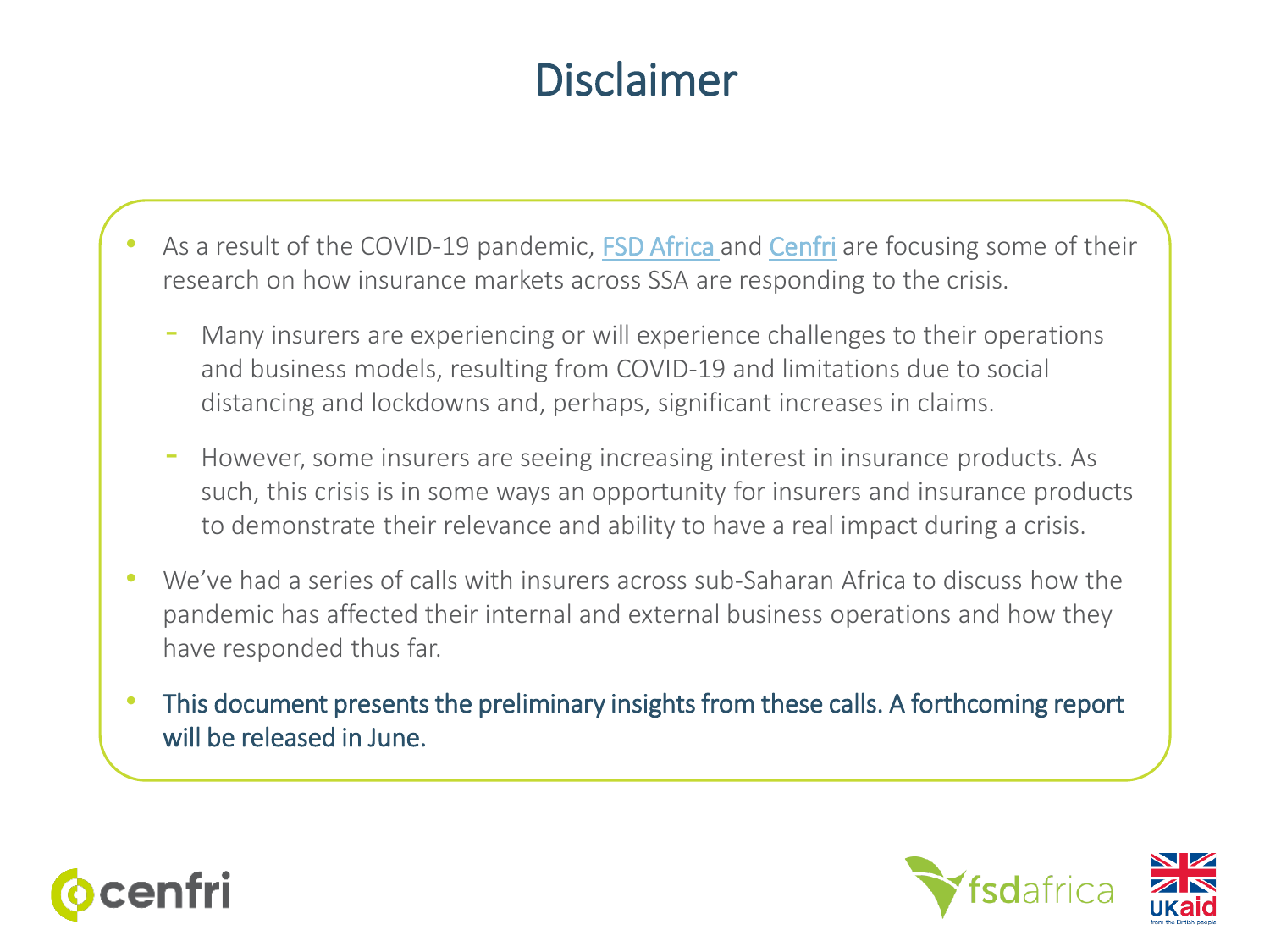# Disclaimer

- As a result of the COVID-19 pandemic, FSD Africa and Cenfri are focusing some of their research on how insurance markets across SSA are responding to the crisis.
  - Many insurers are experiencing or will experience challenges to their operations and business models, resulting from COVID-19 and limitations due to social distancing and lockdowns and, perhaps, significant increases in claims.
  - However, some insurers are seeing increasing interest in insurance products. As such, this crisis is in some ways an opportunity for insurers and insurance products to demonstrate their relevance and ability to have a real impact during a crisis.
- We've had a series of calls with insurers across sub-Saharan Africa to discuss how the pandemic has affected their internal and external business operations and how they have responded thus far.
- This document presents the preliminary insights from these calls. A forthcoming report will be released in June.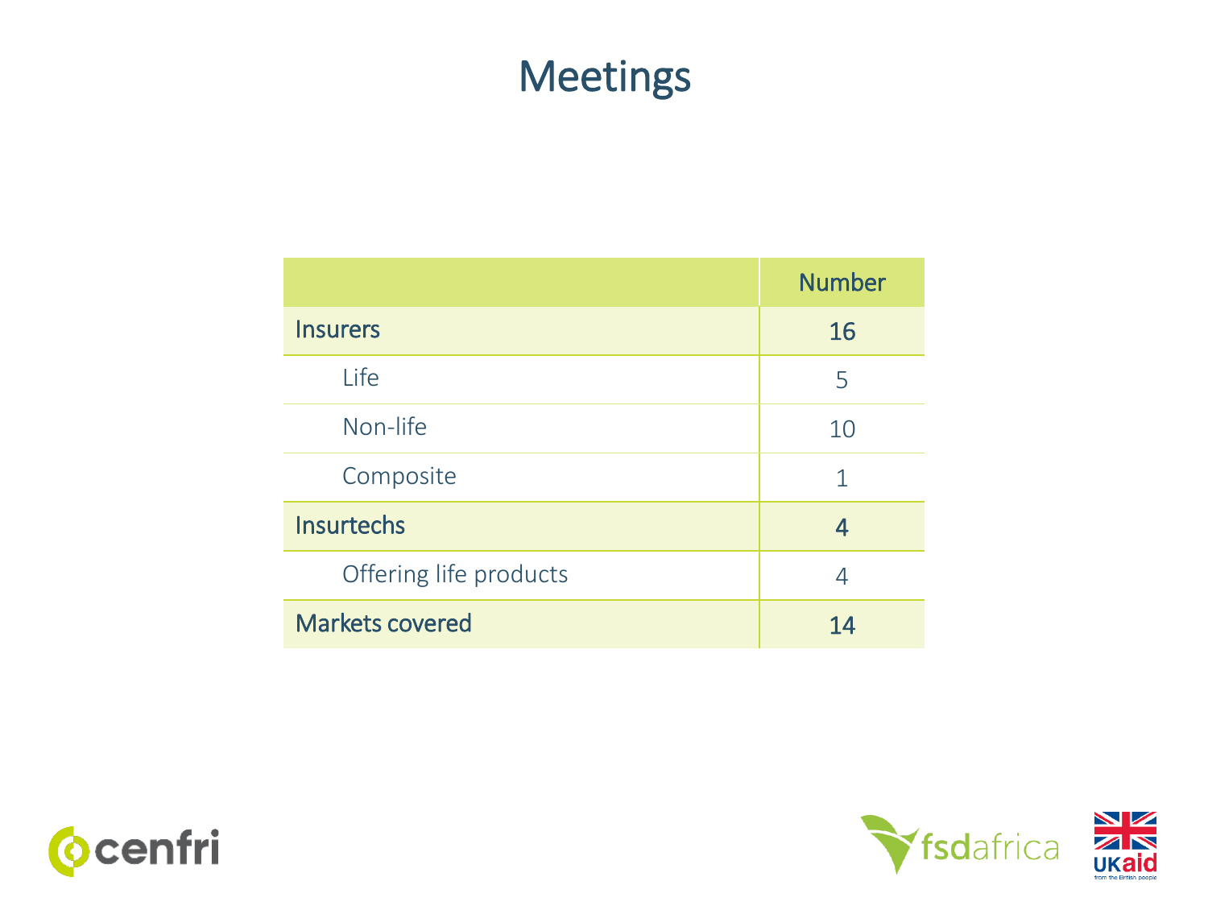# Meetings

| | Number |
|---|---|
| **Insurers** | **16** |
| Life | 5 |
| Non-life | 10 |
| Composite | 1 |
| **Insurtechs** | **4** |
| Offering life products | 4 |
| **Markets covered** | **14** |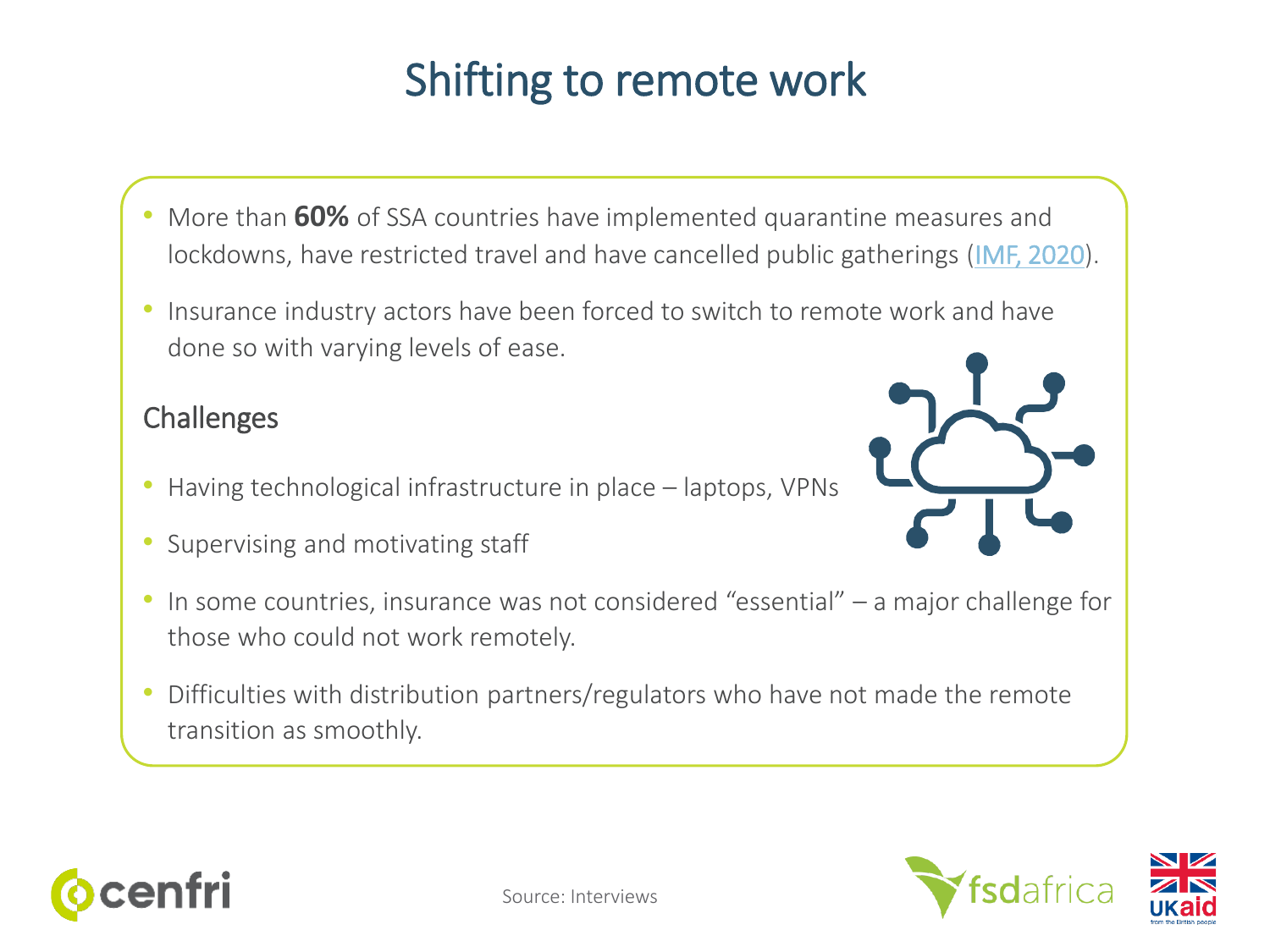# Shifting to remote work

- More than **60%** of SSA countries have implemented quarantine measures and lockdowns, have restricted travel and have cancelled public gatherings (IMF, 2020).
- Insurance industry actors have been forced to switch to remote work and have done so with varying levels of ease.

## Challenges

- Having technological infrastructure in place – laptops, VPNs
- Supervising and motivating staff
- In some countries, insurance was not considered "essential" – a major challenge for those who could not work remotely.
- Difficulties with distribution partners/regulators who have not made the remote transition as smoothly.

Source: Interviews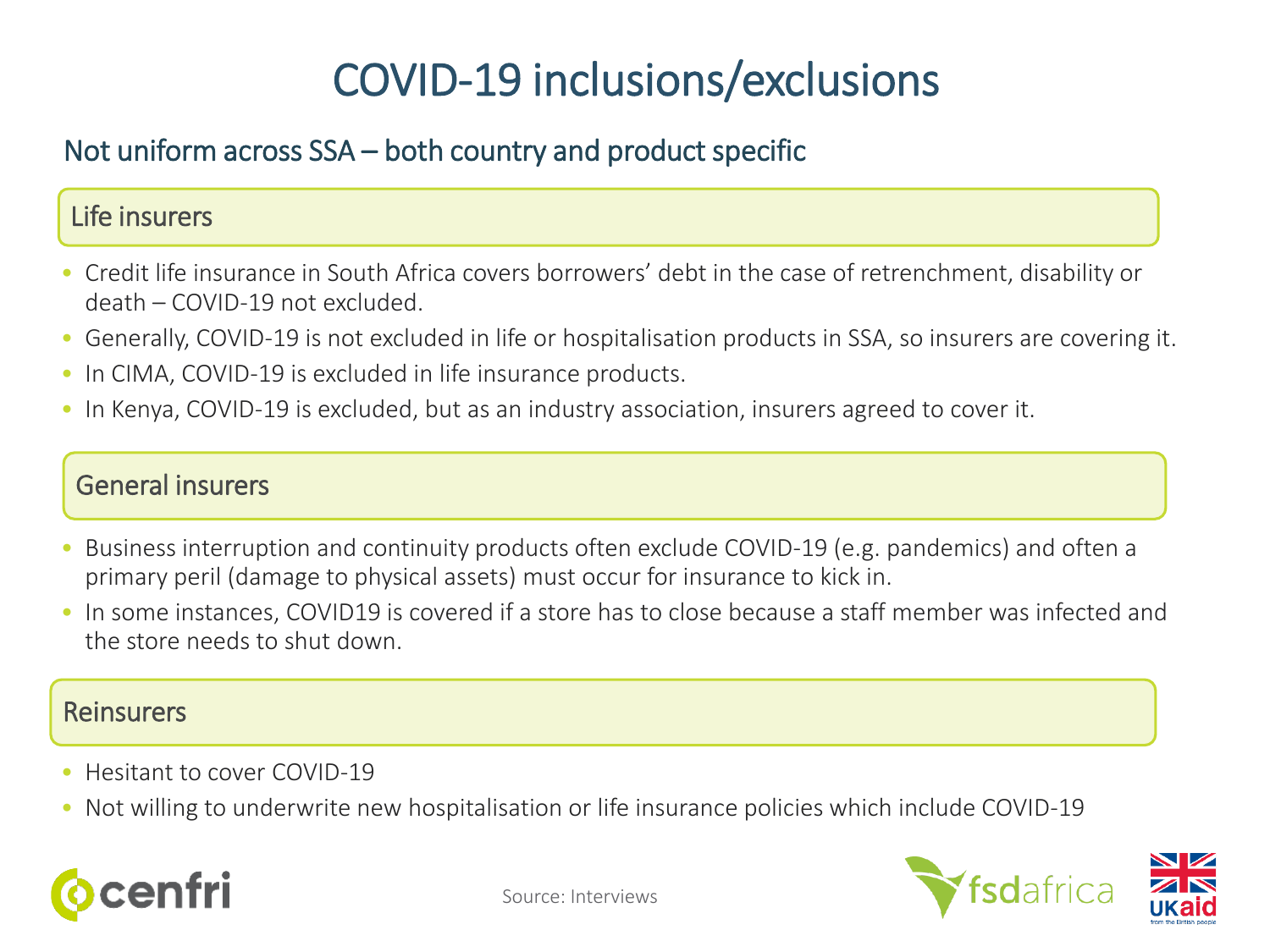# COVID-19 inclusions/exclusions

## Not uniform across SSA – both country and product specific

### Life insurers

- Credit life insurance in South Africa covers borrowers' debt in the case of retrenchment, disability or death – COVID-19 not excluded.
- Generally, COVID-19 is not excluded in life or hospitalisation products in SSA, so insurers are covering it.
- In CIMA, COVID-19 is excluded in life insurance products.
- In Kenya, COVID-19 is excluded, but as an industry association, insurers agreed to cover it.

### General insurers

- Business interruption and continuity products often exclude COVID-19 (e.g. pandemics) and often a primary peril (damage to physical assets) must occur for insurance to kick in.
- In some instances, COVID19 is covered if a store has to close because a staff member was infected and the store needs to shut down.

### Reinsurers

- Hesitant to cover COVID-19
- Not willing to underwrite new hospitalisation or life insurance policies which include COVID-19

Source: Interviews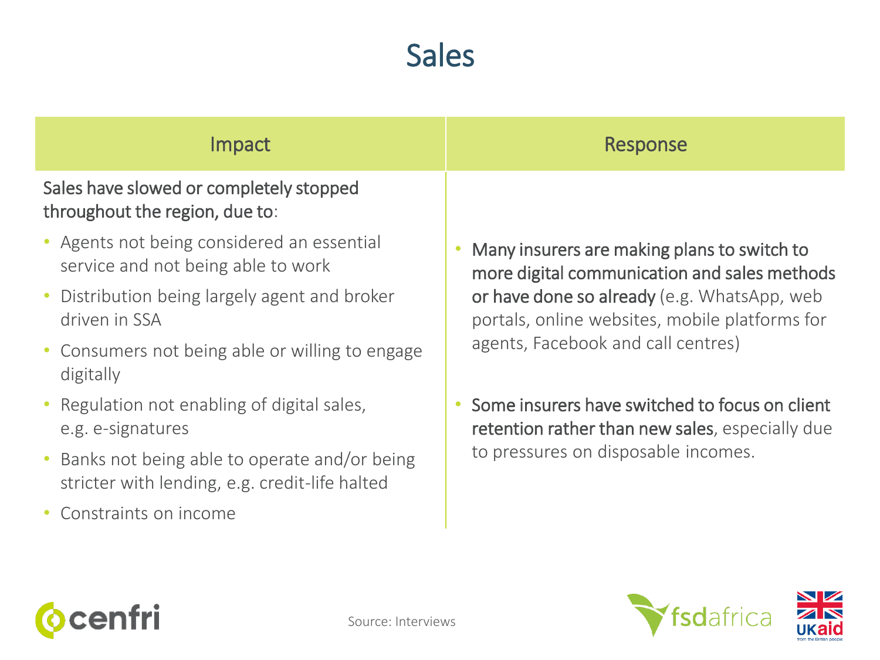# Sales

| Impact | Response |
|---|---|
| Sales have slowed or completely stopped throughout the region, due to:<br>• Agents not being considered an essential service and not being able to work<br>• Distribution being largely agent and broker driven in SSA<br>• Consumers not being able or willing to engage digitally<br>• Regulation not enabling of digital sales, e.g. e-signatures<br>• Banks not being able to operate and/or being stricter with lending, e.g. credit-life halted<br>• Constraints on income | • **Many insurers are making plans to switch to more digital communication and sales methods or have done so already** (e.g. WhatsApp, web portals, online websites, mobile platforms for agents, Facebook and call centres)<br>• **Some insurers have switched to focus on client retention rather than new sales**, especially due to pressures on disposable incomes. |

Source: Interviews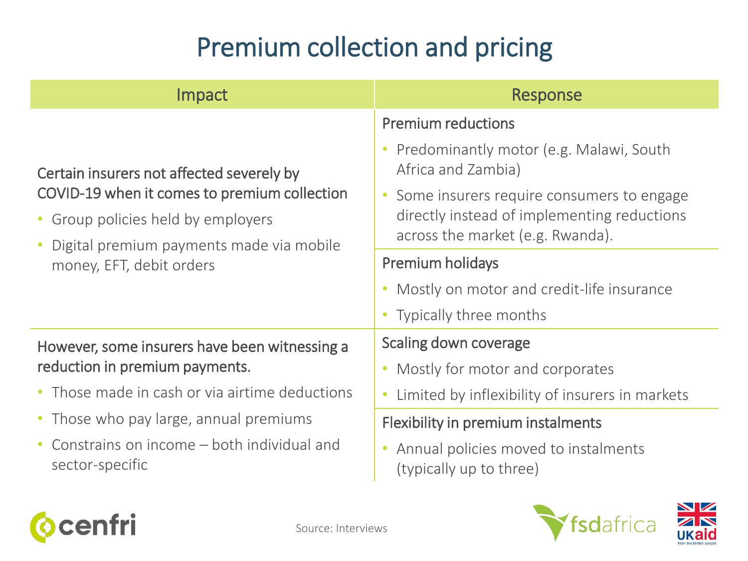# Premium collection and pricing

| Impact | Response |
|---|---|
| Certain insurers not affected severely by COVID-19 when it comes to premium collection<br>• Group policies held by employers<br>• Digital premium payments made via mobile money, EFT, debit orders | **Premium reductions**<br>• Predominantly motor (e.g. Malawi, South Africa and Zambia)<br>• Some insurers require consumers to engage directly instead of implementing reductions across the market (e.g. Rwanda).<br><br>**Premium holidays**<br>• Mostly on motor and credit-life insurance<br>• Typically three months |
| However, some insurers have been witnessing a reduction in premium payments.<br>• Those made in cash or via airtime deductions<br>• Those who pay large, annual premiums<br>• Constrains on income – both individual and sector-specific | **Scaling down coverage**<br>• Mostly for motor and corporates<br>• Limited by inflexibility of insurers in markets<br><br>**Flexibility in premium instalments**<br>• Annual policies moved to instalments (typically up to three) |

Source: Interviews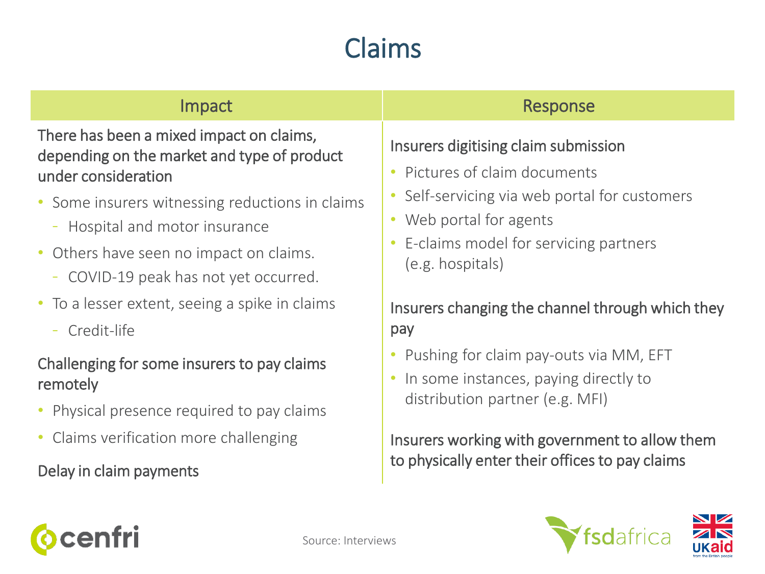# Claims

## Impact

There has been a mixed impact on claims, depending on the market and type of product under consideration

- Some insurers witnessing reductions in claims
  - Hospital and motor insurance
- Others have seen no impact on claims.
  - COVID-19 peak has not yet occurred.
- To a lesser extent, seeing a spike in claims
  - Credit-life

Challenging for some insurers to pay claims remotely

- Physical presence required to pay claims
- Claims verification more challenging

Delay in claim payments

## Response

Insurers digitising claim submission

- Pictures of claim documents
- Self-servicing via web portal for customers
- Web portal for agents
- E-claims model for servicing partners (e.g. hospitals)

Insurers changing the channel through which they pay

- Pushing for claim pay-outs via MM, EFT
- In some instances, paying directly to distribution partner (e.g. MFI)

Insurers working with government to allow them to physically enter their offices to pay claims

Source: Interviews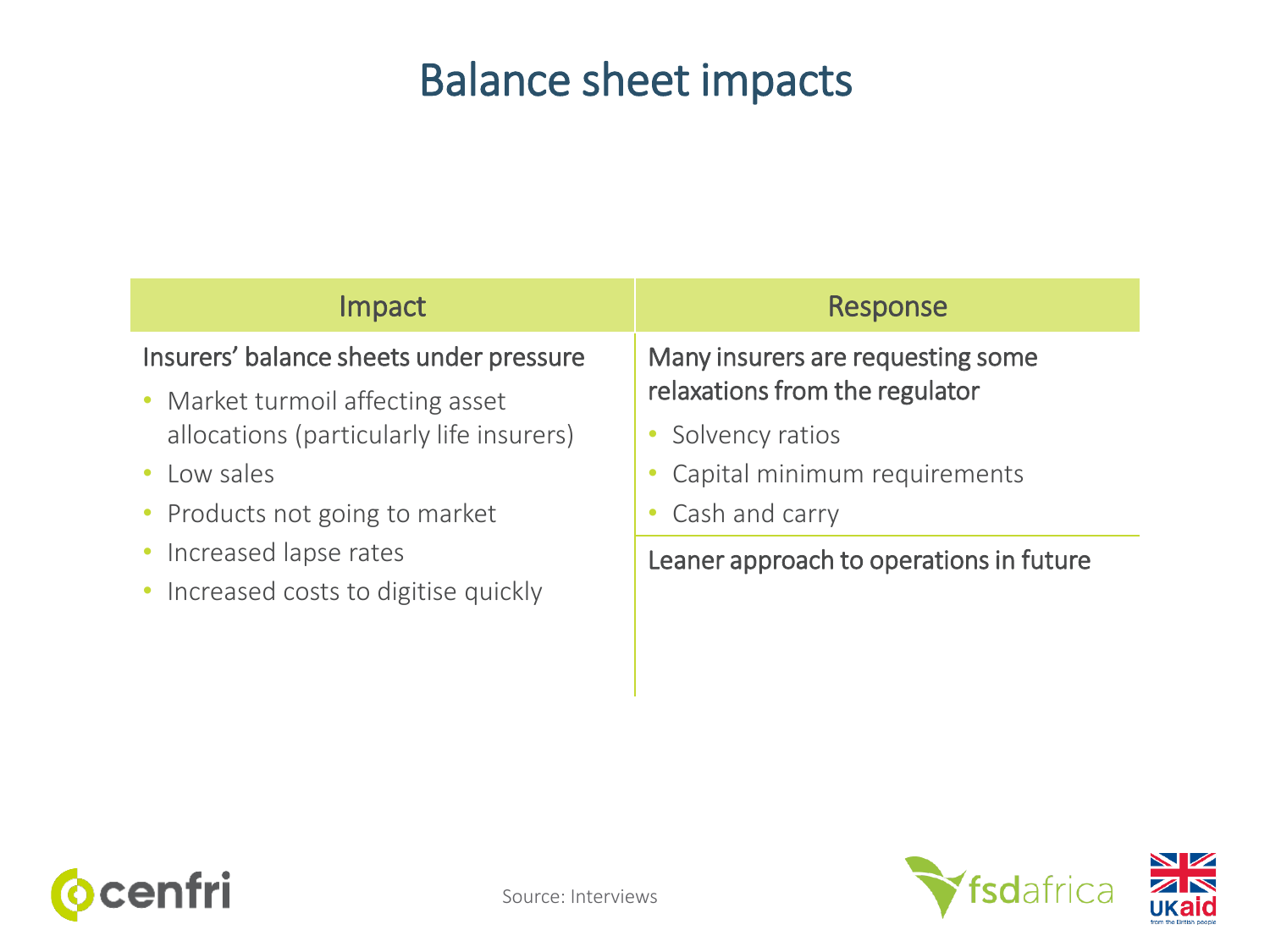# Balance sheet impacts

| Impact | Response |
| --- | --- |
| Insurers' balance sheets under pressure<br>• Market turmoil affecting asset allocations (particularly life insurers)<br>• Low sales<br>• Products not going to market<br>• Increased lapse rates<br>• Increased costs to digitise quickly | Many insurers are requesting some relaxations from the regulator<br>• Solvency ratios<br>• Capital minimum requirements<br>• Cash and carry<br><br>Leaner approach to operations in future |

Source: Interviews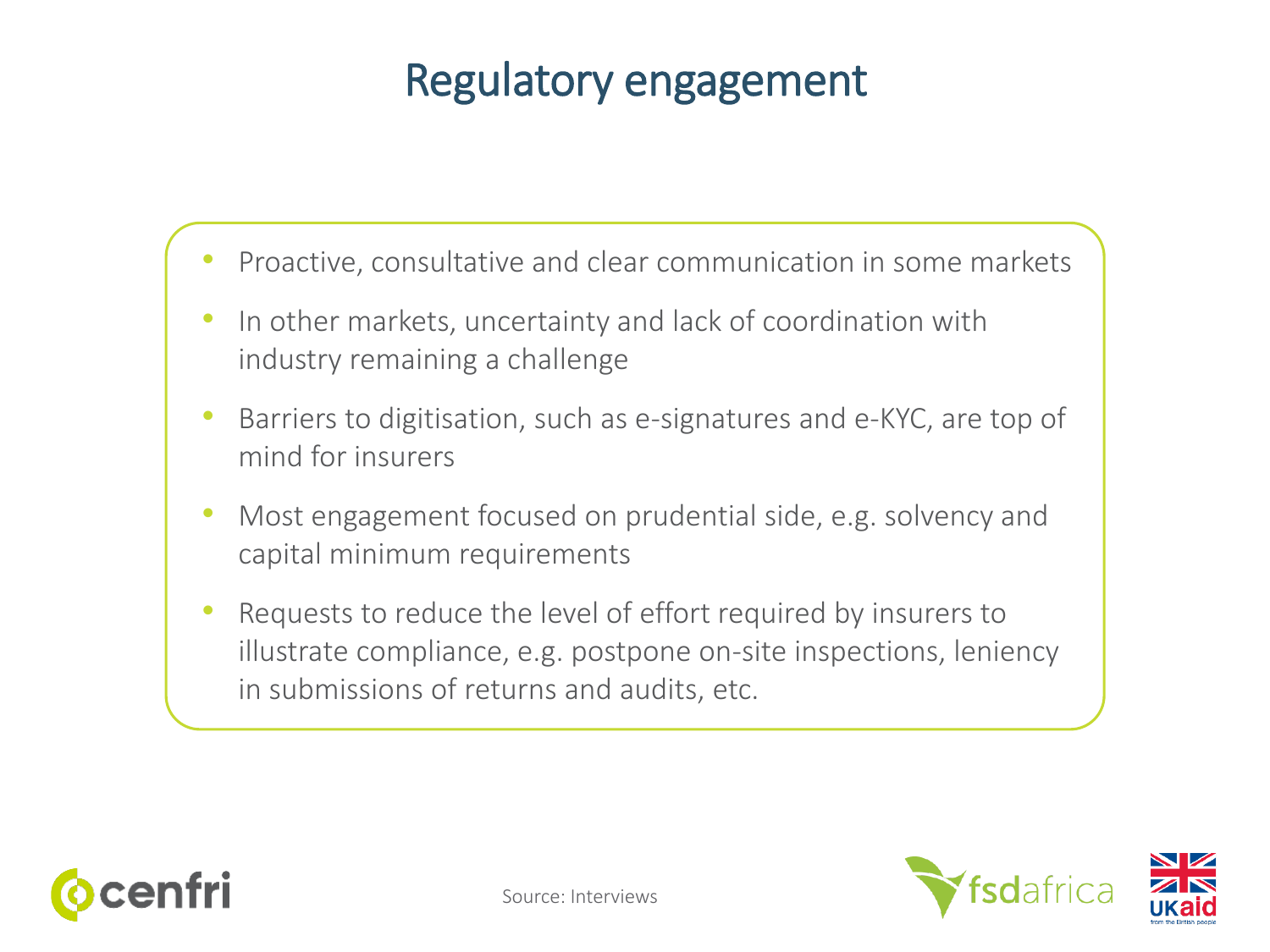# Regulatory engagement

- Proactive, consultative and clear communication in some markets
- In other markets, uncertainty and lack of coordination with industry remaining a challenge
- Barriers to digitisation, such as e-signatures and e-KYC, are top of mind for insurers
- Most engagement focused on prudential side, e.g. solvency and capital minimum requirements
- Requests to reduce the level of effort required by insurers to illustrate compliance, e.g. postpone on-site inspections, leniency in submissions of returns and audits, etc.

Source: Interviews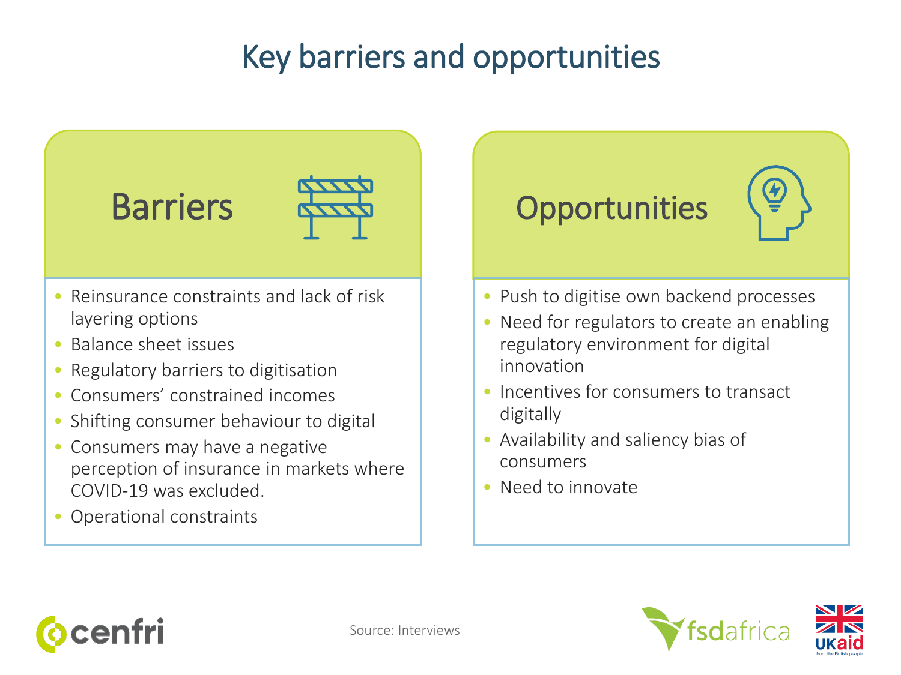# Key barriers and opportunities

## Barriers

- Reinsurance constraints and lack of risk layering options
- Balance sheet issues
- Regulatory barriers to digitisation
- Consumers' constrained incomes
- Shifting consumer behaviour to digital
- Consumers may have a negative perception of insurance in markets where COVID-19 was excluded.
- Operational constraints

## Opportunities

- Push to digitise own backend processes
- Need for regulators to create an enabling regulatory environment for digital innovation
- Incentives for consumers to transact digitally
- Availability and saliency bias of consumers
- Need to innovate

Source: Interviews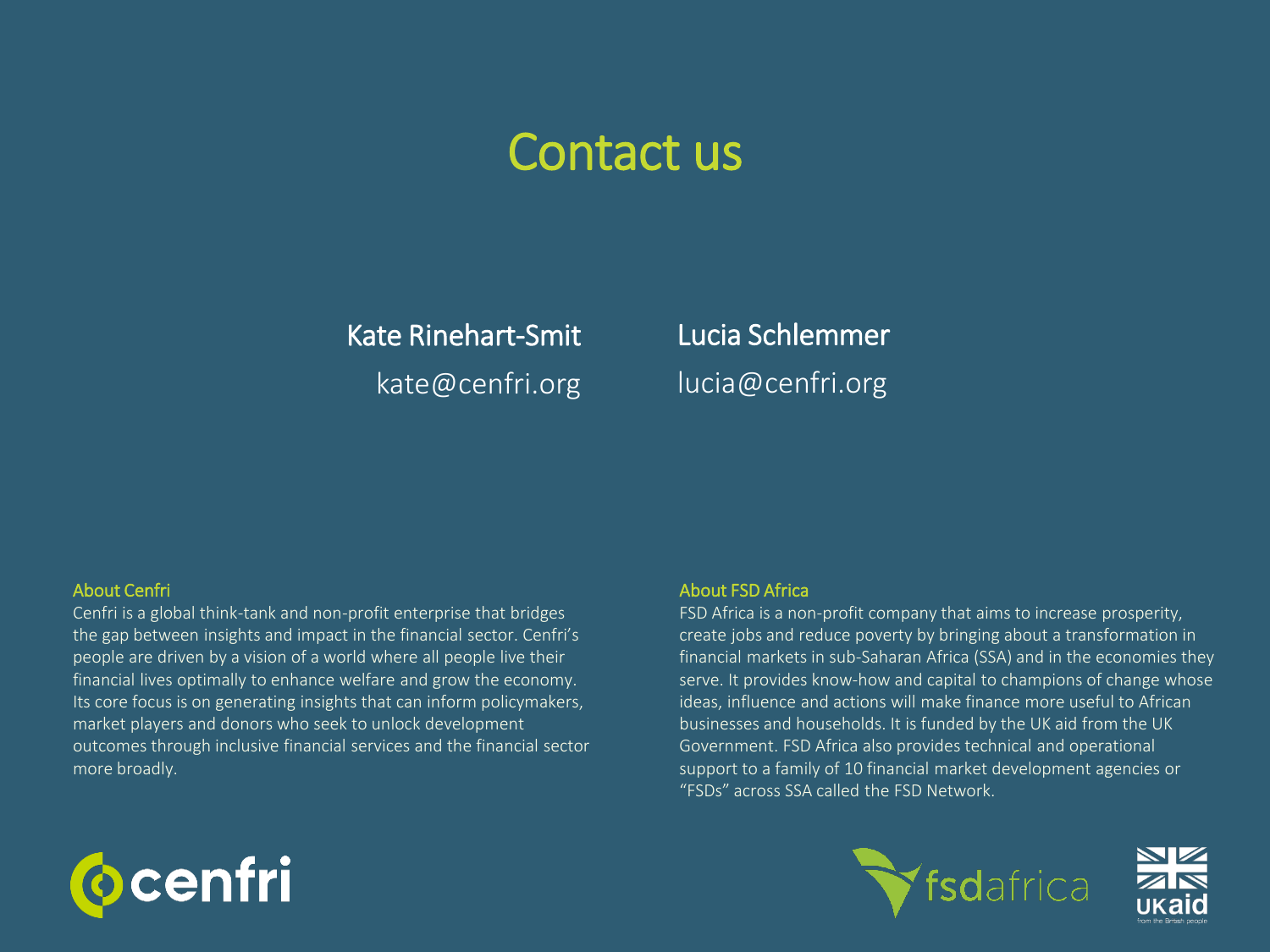# Contact us

**Kate Rinehart-Smit**
kate@cenfri.org

**Lucia Schlemmer**
lucia@cenfri.org

### About Cenfri

Cenfri is a global think-tank and non-profit enterprise that bridges the gap between insights and impact in the financial sector. Cenfri's people are driven by a vision of a world where all people live their financial lives optimally to enhance welfare and grow the economy. Its core focus is on generating insights that can inform policymakers, market players and donors who seek to unlock development outcomes through inclusive financial services and the financial sector more broadly.

### About FSD Africa

FSD Africa is a non-profit company that aims to increase prosperity, create jobs and reduce poverty by bringing about a transformation in financial markets in sub-Saharan Africa (SSA) and in the economies they serve. It provides know-how and capital to champions of change whose ideas, influence and actions will make finance more useful to African businesses and households. It is funded by the UK aid from the UK Government. FSD Africa also provides technical and operational support to a family of 10 financial market development agencies or "FSDs" across SSA called the FSD Network.